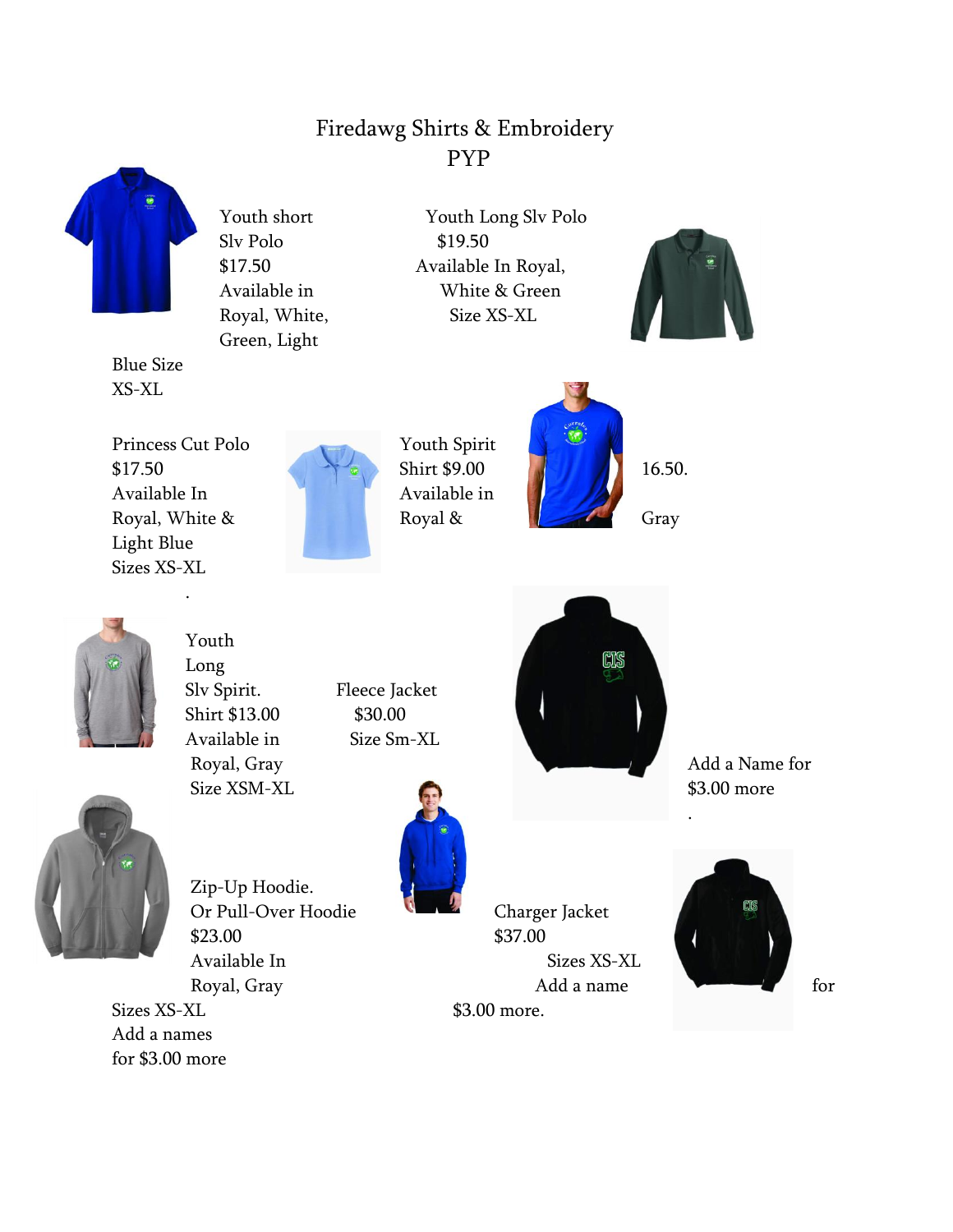# Firedawg Shirts & Embroidery
## PYP

Youth short Slv Polo
$17.50
Available in Royal, White, Green, Light Blue Size XS-XL

Youth Long Slv Polo
$19.50
Available In Royal, White & Green
Size XS-XL

Princess Cut Polo
$17.50
Available In Royal, White & Light Blue
Sizes XS-XL

Youth Spirit Shirt $9.00
Available in Royal & Gray

16.50.

Youth Long Slv Spirit. Shirt $13.00
Available in Royal, Gray
Size XSM-XL

Fleece Jacket
$30.00
Size Sm-XL

Add a Name for $3.00 more

Zip-Up Hoodie.
Or Pull-Over Hoodie
$23.00
Available In Royal, Gray
Sizes XS-XL
Add a names for $3.00 more

Charger Jacket
$37.00
Sizes XS-XL
Add a name for $3.00 more.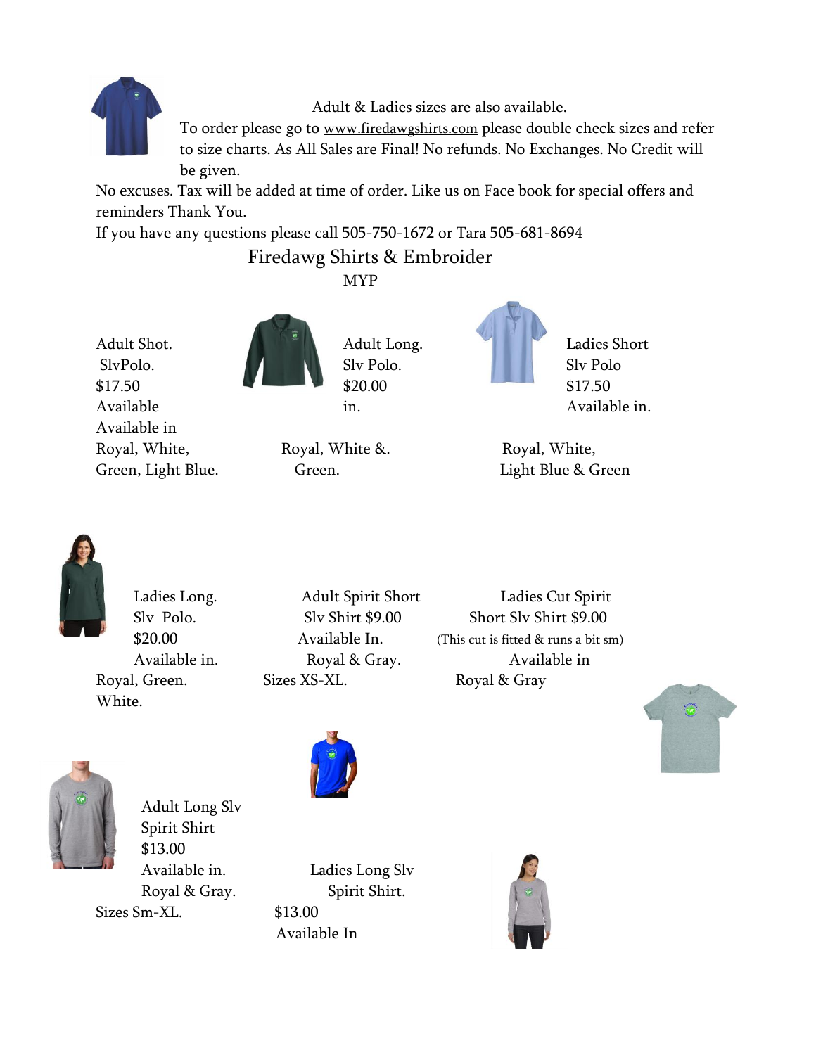Adult & Ladies sizes are also available.

To order please go to www.firedawgshirts.com please double check sizes and refer to size charts. As All Sales are Final! No refunds. No Exchanges. No Credit will be given.

No excuses. Tax will be added at time of order. Like us on Face book for special offers and reminders Thank You.

If you have any questions please call 505-750-1672 or Tara 505-681-8694

Firedawg Shirts & Embroider

MYP

Adult Shot. SlvPolo. $17.50 Available Available in Royal, White, Green, Light Blue.

Adult Long. Slv Polo. $20.00 in. Royal, White &. Green.

Ladies Short Slv Polo $17.50 Available in. Royal, White, Light Blue & Green

Ladies Long. Slv Polo. $20.00 Available in. Royal, Green. White.

Adult Spirit Short Slv Shirt $9.00 Available In. Royal & Gray. Sizes XS-XL.

Ladies Cut Spirit Short Slv Shirt $9.00 (This cut is fitted & runs a bit sm) Available in Royal & Gray

Adult Long Slv Spirit Shirt $13.00 Available in. Royal & Gray. Sizes Sm-XL.

Ladies Long Slv Spirit Shirt. $13.00 Available In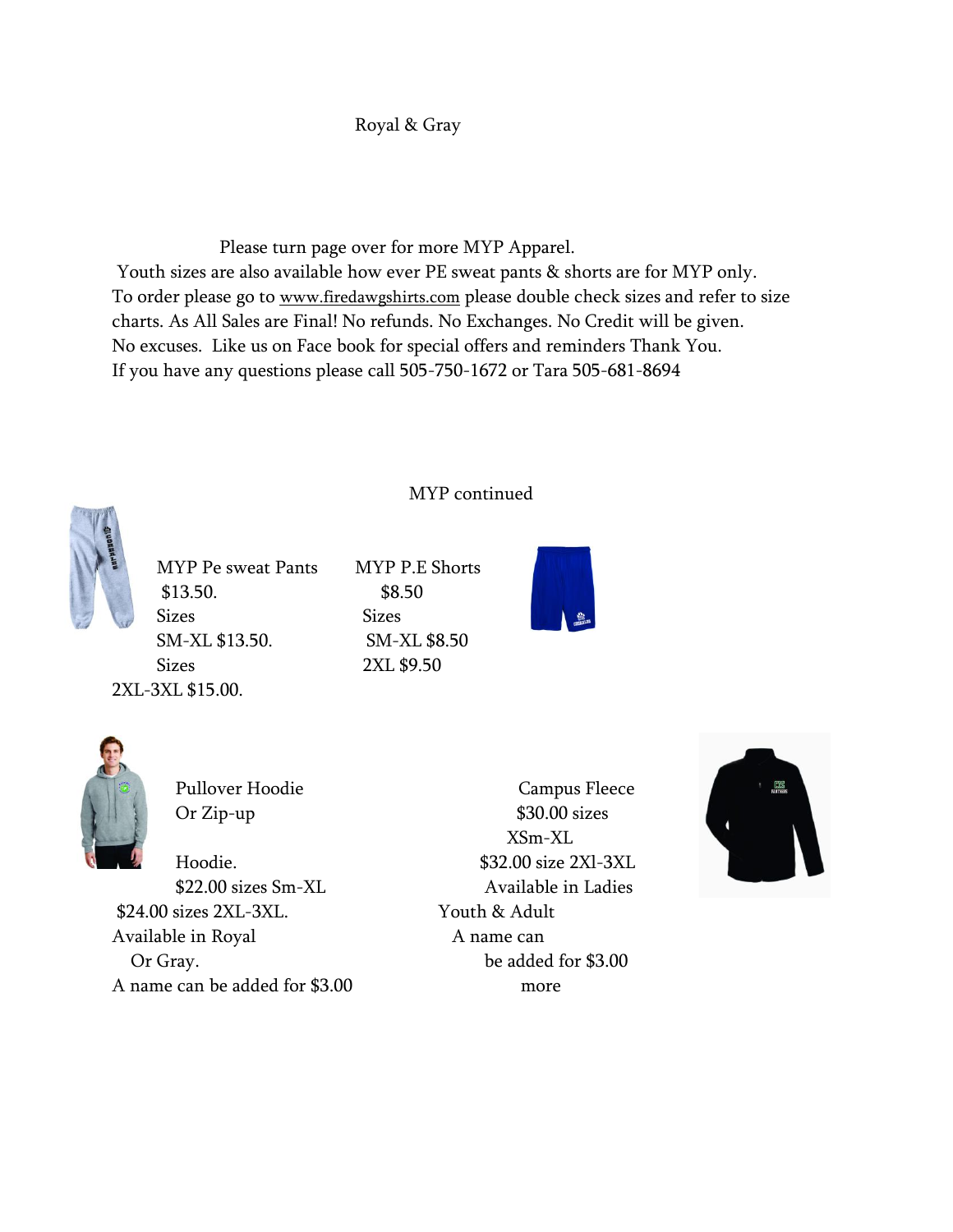Royal & Gray

Please turn page over for more MYP Apparel.
Youth sizes are also available how ever PE sweat pants & shorts are for MYP only.
To order please go to www.firedawgshirts.com please double check sizes and refer to size charts. As All Sales are Final! No refunds. No Exchanges. No Credit will be given.
No excuses. Like us on Face book for special offers and reminders Thank You.
If you have any questions please call 505-750-1672 or Tara 505-681-8694

MYP continued

MYP Pe sweat Pants
$13.50.
Sizes
SM-XL $13.50.
Sizes
2XL-3XL $15.00.

MYP P.E Shorts
$8.50
Sizes
SM-XL $8.50
2XL $9.50

Pullover Hoodie
Or Zip-up
Hoodie.
$22.00 sizes Sm-XL
$24.00 sizes 2XL-3XL.
Available in Royal
Or Gray.
A name can be added for $3.00

Campus Fleece
$30.00 sizes
XSm-XL
$32.00 size 2Xl-3XL
Available in Ladies
Youth & Adult
A name can
be added for $3.00
more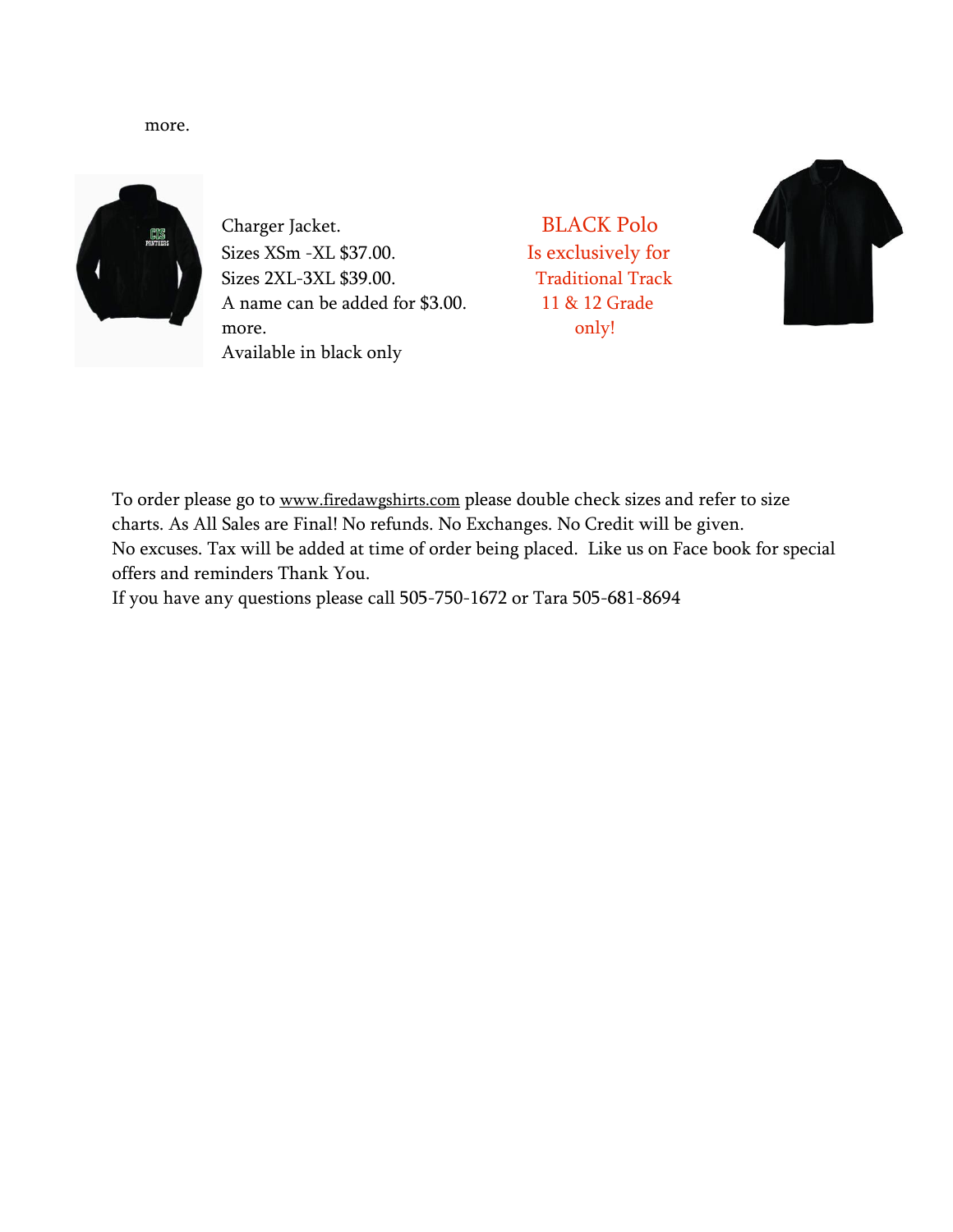more.

Charger Jacket.
Sizes XSm -XL $37.00.
Sizes 2XL-3XL $39.00.
A name can be added for $3.00.
more.
Available in black only

BLACK Polo
Is exclusively for
Traditional Track
11 & 12 Grade
only!

To order please go to www.firedawgshirts.com please double check sizes and refer to size charts. As All Sales are Final! No refunds. No Exchanges. No Credit will be given.
No excuses. Tax will be added at time of order being placed. Like us on Face book for special offers and reminders Thank You.
If you have any questions please call 505-750-1672 or Tara 505-681-8694